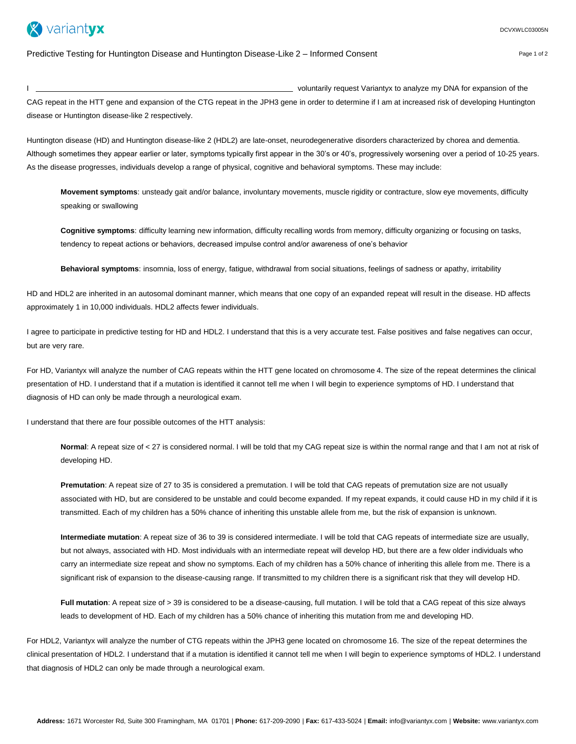# Predictive Testing for Huntington Disease and Huntington Disease-Like 2 – Informed Consent

I \_\_\_\_\_\_\_\_\_\_\_\_\_\_\_\_\_\_\_\_\_\_\_\_\_\_\_\_\_\_\_\_\_\_\_\_\_\_\_\_\_\_\_\_ voluntarily request Variantyx to analyze my DNA for expansion of the CAG repeat in the HTT gene and expansion of the CTG repeat in the JPH3 gene in order to determine if I am at increased risk of developing Huntington disease or Huntington disease-like 2 respectively.

Huntington disease (HD) and Huntington disease-like 2 (HDL2) are late-onset, neurodegenerative disorders characterized by chorea and dementia. Although sometimes they appear earlier or later, symptoms typically first appear in the 30's or 40's, progressively worsening over a period of 10-25 years. As the disease progresses, individuals develop a range of physical, cognitive and behavioral symptoms. These may include:

> **Movement symptoms**: unsteady gait and/or balance, involuntary movements, muscle rigidity or contracture, slow eye movements, difficulty speaking or swallowing
>
> **Cognitive symptoms**: difficulty learning new information, difficulty recalling words from memory, difficulty organizing or focusing on tasks, tendency to repeat actions or behaviors, decreased impulse control and/or awareness of one's behavior
>
> **Behavioral symptoms**: insomnia, loss of energy, fatigue, withdrawal from social situations, feelings of sadness or apathy, irritability

HD and HDL2 are inherited in an autosomal dominant manner, which means that one copy of an expanded repeat will result in the disease. HD affects approximately 1 in 10,000 individuals. HDL2 affects fewer individuals.

I agree to participate in predictive testing for HD and HDL2. I understand that this is a very accurate test. False positives and false negatives can occur, but are very rare.

For HD, Variantyx will analyze the number of CAG repeats within the HTT gene located on chromosome 4. The size of the repeat determines the clinical presentation of HD. I understand that if a mutation is identified it cannot tell me when I will begin to experience symptoms of HD. I understand that diagnosis of HD can only be made through a neurological exam.

I understand that there are four possible outcomes of the HTT analysis:

> **Normal**: A repeat size of < 27 is considered normal. I will be told that my CAG repeat size is within the normal range and that I am not at risk of developing HD.
>
> **Premutation**: A repeat size of 27 to 35 is considered a premutation. I will be told that CAG repeats of premutation size are not usually associated with HD, but are considered to be unstable and could become expanded. If my repeat expands, it could cause HD in my child if it is transmitted. Each of my children has a 50% chance of inheriting this unstable allele from me, but the risk of expansion is unknown.
>
> **Intermediate mutation**: A repeat size of 36 to 39 is considered intermediate. I will be told that CAG repeats of intermediate size are usually, but not always, associated with HD. Most individuals with an intermediate repeat will develop HD, but there are a few older individuals who carry an intermediate size repeat and show no symptoms. Each of my children has a 50% chance of inheriting this allele from me. There is a significant risk of expansion to the disease-causing range. If transmitted to my children there is a significant risk that they will develop HD.
>
> **Full mutation**: A repeat size of > 39 is considered to be a disease-causing, full mutation. I will be told that a CAG repeat of this size always leads to development of HD. Each of my children has a 50% chance of inheriting this mutation from me and developing HD.

For HDL2, Variantyx will analyze the number of CTG repeats within the JPH3 gene located on chromosome 16. The size of the repeat determines the clinical presentation of HDL2. I understand that if a mutation is identified it cannot tell me when I will begin to experience symptoms of HDL2. I understand that diagnosis of HDL2 can only be made through a neurological exam.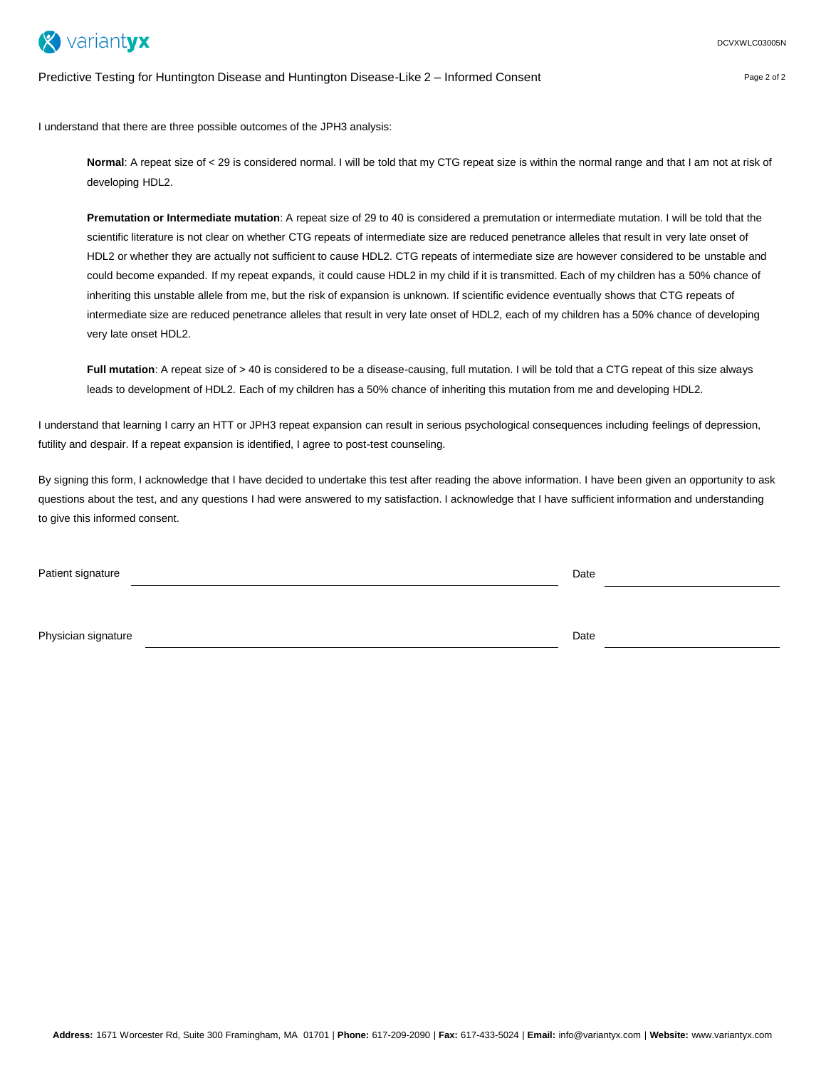I understand that there are three possible outcomes of the JPH3 analysis:

**Normal**: A repeat size of < 29 is considered normal. I will be told that my CTG repeat size is within the normal range and that I am not at risk of developing HDL2.

**Premutation or Intermediate mutation**: A repeat size of 29 to 40 is considered a premutation or intermediate mutation. I will be told that the scientific literature is not clear on whether CTG repeats of intermediate size are reduced penetrance alleles that result in very late onset of HDL2 or whether they are actually not sufficient to cause HDL2. CTG repeats of intermediate size are however considered to be unstable and could become expanded. If my repeat expands, it could cause HDL2 in my child if it is transmitted. Each of my children has a 50% chance of inheriting this unstable allele from me, but the risk of expansion is unknown. If scientific evidence eventually shows that CTG repeats of intermediate size are reduced penetrance alleles that result in very late onset of HDL2, each of my children has a 50% chance of developing very late onset HDL2.

**Full mutation**: A repeat size of > 40 is considered to be a disease-causing, full mutation. I will be told that a CTG repeat of this size always leads to development of HDL2. Each of my children has a 50% chance of inheriting this mutation from me and developing HDL2.

I understand that learning I carry an HTT or JPH3 repeat expansion can result in serious psychological consequences including feelings of depression, futility and despair. If a repeat expansion is identified, I agree to post-test counseling.

By signing this form, I acknowledge that I have decided to undertake this test after reading the above information. I have been given an opportunity to ask questions about the test, and any questions I had were answered to my satisfaction. I acknowledge that I have sufficient information and understanding to give this informed consent.

Patient signature ______________________________ Date ______________

Physician signature ______________________________ Date ______________

**Address:** 1671 Worcester Rd, Suite 300 Framingham, MA 01701 | **Phone:** 617-209-2090 | **Fax:** 617-433-5024 | **Email:** info@variantyx.com | **Website:** www.variantyx.com